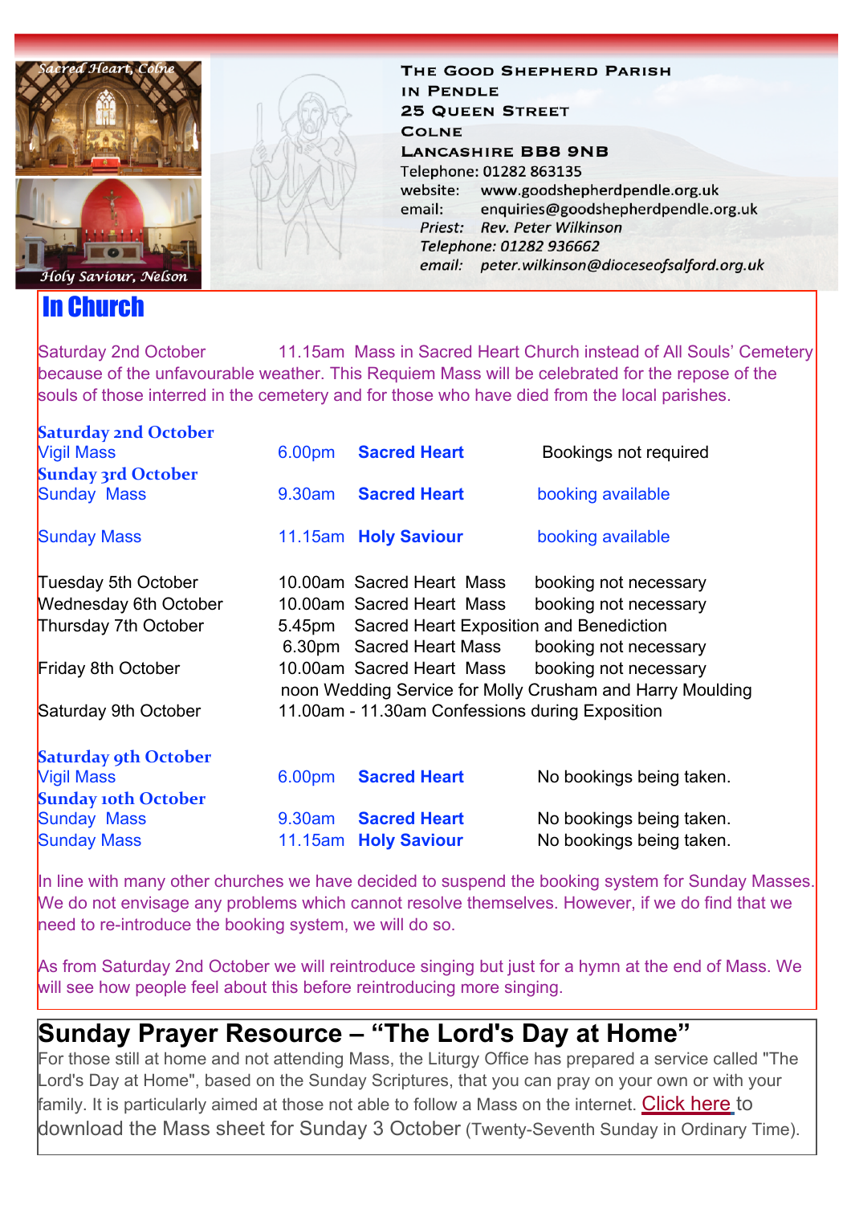Sacred Heart, Colne

Holy Saviour, Nelson

**THE GOOD SHEPHERD PARISH IN PENDLE**
**25 QUEEN STREET**
**COLNE**
**LANCASHIRE BB8 9NB**

Telephone: 01282 863135
website: www.goodshepherdpendle.org.uk
email: enquiries@goodshepherdpendle.org.uk
*Priest: Rev. Peter Wilkinson*
*Telephone: 01282 936662*
*email: peter.wilkinson@dioceseofsalford.org.uk*

# In Church

Saturday 2nd October 11.15am Mass in Sacred Heart Church instead of All Souls' Cemetery because of the unfavourable weather. This Requiem Mass will be celebrated for the repose of the souls of those interred in the cemetery and for those who have died from the local parishes.

**Saturday 2nd October**

| | | | |
|---|---|---|---|
| Vigil Mass | 6.00pm | **Sacred Heart** | Bookings not required |

**Sunday 3rd October**

| | | | |
|---|---|---|---|
| Sunday Mass | 9.30am | **Sacred Heart** | booking available |
| Sunday Mass | 11.15am | **Holy Saviour** | booking available |

| | | | |
|---|---|---|---|
| Tuesday 5th October | 10.00am | Sacred Heart Mass | booking not necessary |
| Wednesday 6th October | 10.00am | Sacred Heart Mass | booking not necessary |
| Thursday 7th October | 5.45pm | Sacred Heart Exposition and Benediction | |
| | 6.30pm | Sacred Heart Mass | booking not necessary |
| Friday 8th October | 10.00am | Sacred Heart Mass | booking not necessary |
| | noon | Wedding Service for Molly Crusham and Harry Moulding | |
| Saturday 9th October | 11.00am - 11.30am | Confessions during Exposition | |

**Saturday 9th October**

| | | | |
|---|---|---|---|
| Vigil Mass | 6.00pm | **Sacred Heart** | No bookings being taken. |

**Sunday 10th October**

| | | | |
|---|---|---|---|
| Sunday Mass | 9.30am | **Sacred Heart** | No bookings being taken. |
| Sunday Mass | 11.15am | **Holy Saviour** | No bookings being taken. |

In line with many other churches we have decided to suspend the booking system for Sunday Masses. We do not envisage any problems which cannot resolve themselves. However, if we do find that we need to re-introduce the booking system, we will do so.

As from Saturday 2nd October we will reintroduce singing but just for a hymn at the end of Mass. We will see how people feel about this before reintroducing more singing.

## Sunday Prayer Resource – "The Lord's Day at Home"

For those still at home and not attending Mass, the Liturgy Office has prepared a service called "The Lord's Day at Home", based on the Sunday Scriptures, that you can pray on your own or with your family. It is particularly aimed at those not able to follow a Mass on the internet. Click here to download the Mass sheet for Sunday 3 October (Twenty-Seventh Sunday in Ordinary Time).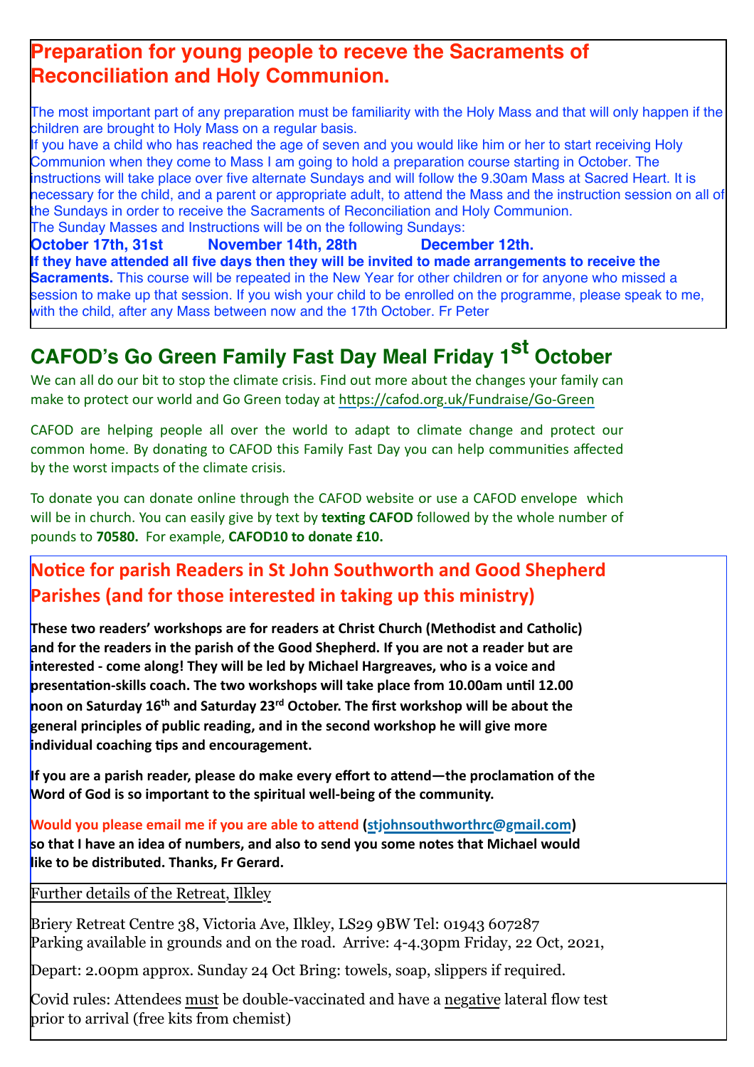## Preparation for young people to receve the Sacraments of Reconciliation and Holy Communion.

The most important part of any preparation must be familiarity with the Holy Mass and that will only happen if the children are brought to Holy Mass on a regular basis.

If you have a child who has reached the age of seven and you would like him or her to start receiving Holy Communion when they come to Mass I am going to hold a preparation course starting in October. The instructions will take place over five alternate Sundays and will follow the 9.30am Mass at Sacred Heart. It is necessary for the child, and a parent or appropriate adult, to attend the Mass and the instruction session on all of the Sundays in order to receive the Sacraments of Reconciliation and Holy Communion.

The Sunday Masses and Instructions will be on the following Sundays:

**October 17th, 31st November 14th, 28th December 12th.**

**If they have attended all five days then they will be invited to made arrangements to receive the Sacraments.** This course will be repeated in the New Year for other children or for anyone who missed a session to make up that session. If you wish your child to be enrolled on the programme, please speak to me, with the child, after any Mass between now and the 17th October. Fr Peter

## CAFOD's Go Green Family Fast Day Meal Friday 1st October

We can all do our bit to stop the climate crisis. Find out more about the changes your family can make to protect our world and Go Green today at https://cafod.org.uk/Fundraise/Go-Green

CAFOD are helping people all over the world to adapt to climate change and protect our common home. By donating to CAFOD this Family Fast Day you can help communities affected by the worst impacts of the climate crisis.

To donate you can donate online through the CAFOD website or use a CAFOD envelope which will be in church. You can easily give by text by **texting CAFOD** followed by the whole number of pounds to **70580.** For example, **CAFOD10 to donate £10.**

## Notice for parish Readers in St John Southworth and Good Shepherd Parishes (and for those interested in taking up this ministry)

**These two readers' workshops are for readers at Christ Church (Methodist and Catholic) and for the readers in the parish of the Good Shepherd. If you are not a reader but are interested - come along! They will be led by Michael Hargreaves, who is a voice and presentation-skills coach. The two workshops will take place from 10.00am until 12.00 noon on Saturday 16th and Saturday 23rd October. The first workshop will be about the general principles of public reading, and in the second workshop he will give more individual coaching tips and encouragement.**

**If you are a parish reader, please do make every effort to attend—the proclamation of the Word of God is so important to the spiritual well-being of the community.**

**Would you please email me if you are able to attend (stjohnsouthworthrc@gmail.com) so that I have an idea of numbers, and also to send you some notes that Michael would like to be distributed. Thanks, Fr Gerard.**

Further details of the Retreat, Ilkley

Briery Retreat Centre 38, Victoria Ave, Ilkley, LS29 9BW Tel: 01943 607287
Parking available in grounds and on the road. Arrive: 4-4.30pm Friday, 22 Oct, 2021,

Depart: 2.00pm approx. Sunday 24 Oct Bring: towels, soap, slippers if required.

Covid rules: Attendees must be double-vaccinated and have a negative lateral flow test prior to arrival (free kits from chemist)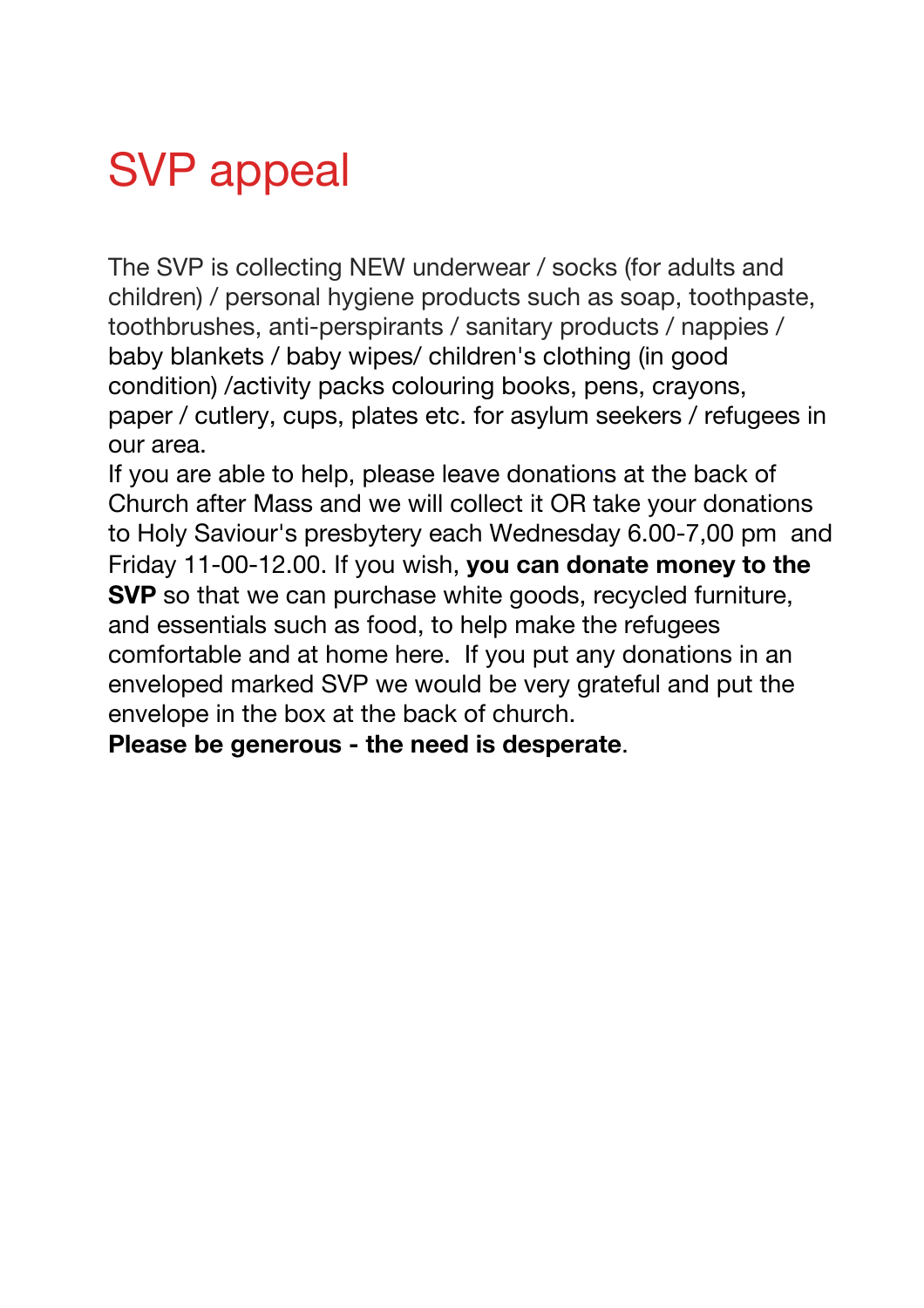# SVP appeal

The SVP is collecting NEW underwear / socks (for adults and children) / personal hygiene products such as soap, toothpaste, toothbrushes, anti-perspirants / sanitary products / nappies / baby blankets / baby wipes/ children's clothing (in good condition) /activity packs colouring books, pens, crayons, paper / cutlery, cups, plates etc. for asylum seekers / refugees in our area.

If you are able to help, please leave donations at the back of Church after Mass and we will collect it OR take your donations to Holy Saviour's presbytery each Wednesday 6.00-7,00 pm and Friday 11-00-12.00. If you wish, **you can donate money to the SVP** so that we can purchase white goods, recycled furniture, and essentials such as food, to help make the refugees comfortable and at home here. If you put any donations in an enveloped marked SVP we would be very grateful and put the envelope in the box at the back of church.

**Please be generous - the need is desperate**.